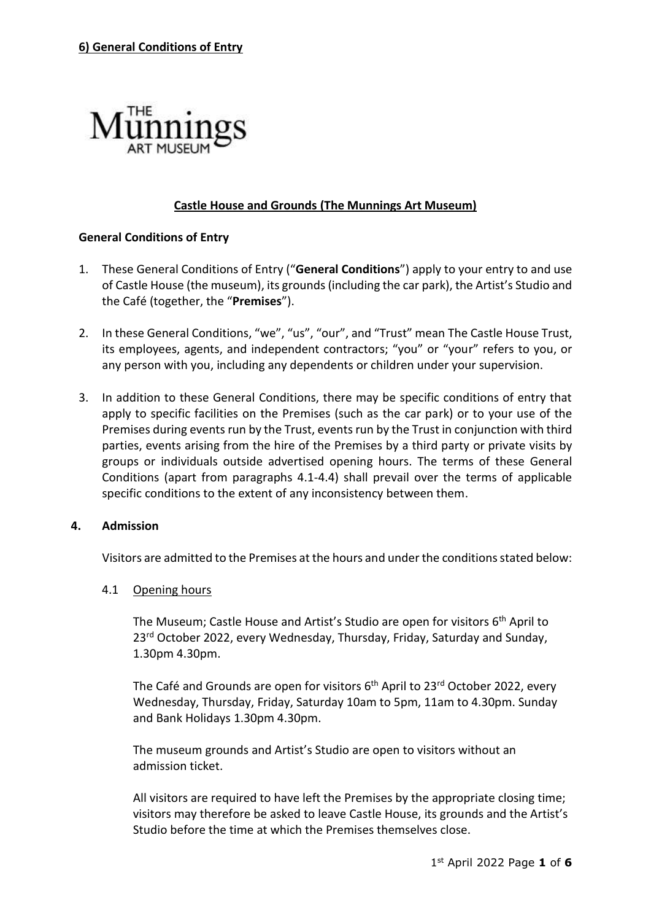**6) General Conditions of Entry**

THE Munnings ART MUSEUM

## Castle House and Grounds (The Munnings Art Museum)

**General Conditions of Entry**

1. These General Conditions of Entry ("**General Conditions**") apply to your entry to and use of Castle House (the museum), its grounds (including the car park), the Artist's Studio and the Café (together, the "**Premises**").

2. In these General Conditions, "we", "us", "our", and "Trust" mean The Castle House Trust, its employees, agents, and independent contractors; "you" or "your" refers to you, or any person with you, including any dependents or children under your supervision.

3. In addition to these General Conditions, there may be specific conditions of entry that apply to specific facilities on the Premises (such as the car park) or to your use of the Premises during events run by the Trust, events run by the Trust in conjunction with third parties, events arising from the hire of the Premises by a third party or private visits by groups or individuals outside advertised opening hours. The terms of these General Conditions (apart from paragraphs 4.1-4.4) shall prevail over the terms of applicable specific conditions to the extent of any inconsistency between them.

**4. Admission**

Visitors are admitted to the Premises at the hours and under the conditions stated below:

4.1 Opening hours

The Museum; Castle House and Artist's Studio are open for visitors 6th April to 23rd October 2022, every Wednesday, Thursday, Friday, Saturday and Sunday, 1.30pm 4.30pm.

The Café and Grounds are open for visitors 6th April to 23rd October 2022, every Wednesday, Thursday, Friday, Saturday 10am to 5pm, 11am to 4.30pm. Sunday and Bank Holidays 1.30pm 4.30pm.

The museum grounds and Artist's Studio are open to visitors without an admission ticket.

All visitors are required to have left the Premises by the appropriate closing time; visitors may therefore be asked to leave Castle House, its grounds and the Artist's Studio before the time at which the Premises themselves close.

1st April 2022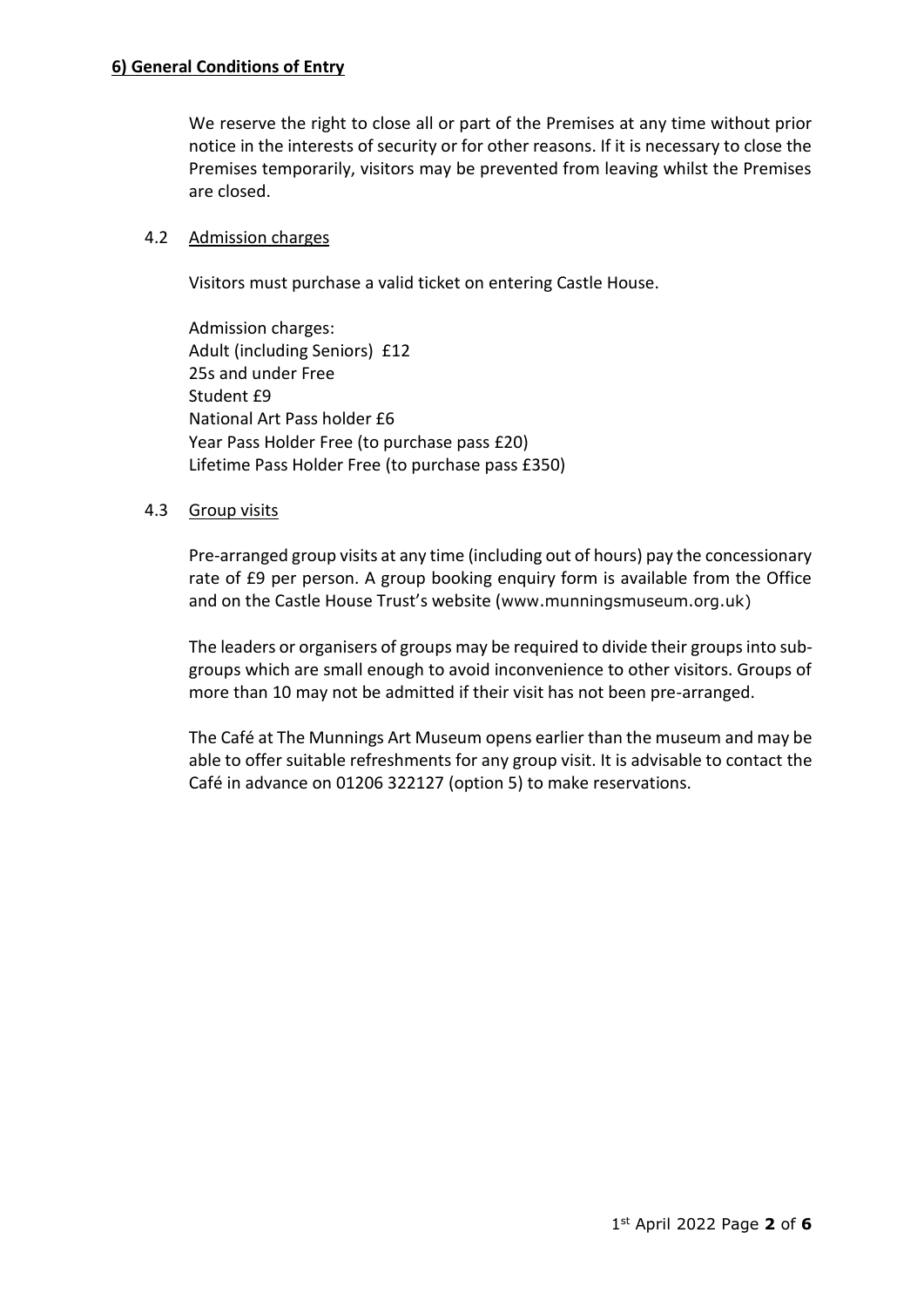**6) General Conditions of Entry**

We reserve the right to close all or part of the Premises at any time without prior notice in the interests of security or for other reasons. If it is necessary to close the Premises temporarily, visitors may be prevented from leaving whilst the Premises are closed.

4.2 <u>Admission charges</u>

Visitors must purchase a valid ticket on entering Castle House.

Admission charges:
Adult (including Seniors) £12
25s and under Free
Student £9
National Art Pass holder £6
Year Pass Holder Free (to purchase pass £20)
Lifetime Pass Holder Free (to purchase pass £350)

4.3 <u>Group visits</u>

Pre-arranged group visits at any time (including out of hours) pay the concessionary rate of £9 per person. A group booking enquiry form is available from the Office and on the Castle House Trust's website (www.munningsmuseum.org.uk)

The leaders or organisers of groups may be required to divide their groups into sub-groups which are small enough to avoid inconvenience to other visitors. Groups of more than 10 may not be admitted if their visit has not been pre-arranged.

The Café at The Munnings Art Museum opens earlier than the museum and may be able to offer suitable refreshments for any group visit. It is advisable to contact the Café in advance on 01206 322127 (option 5) to make reservations.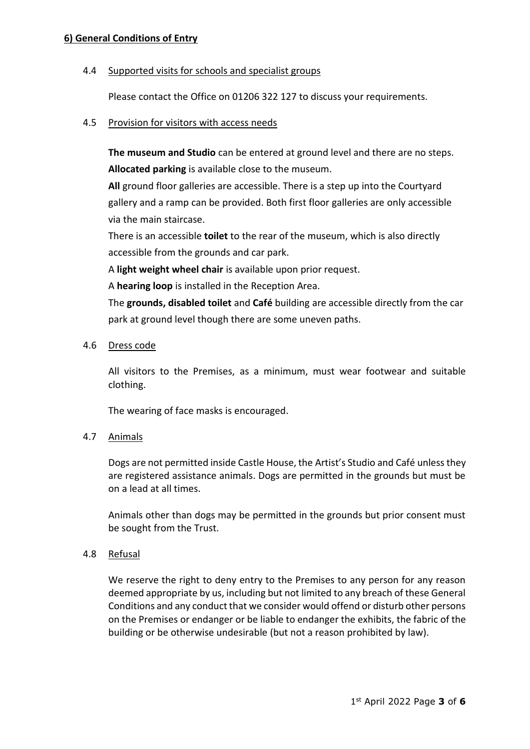## 6) General Conditions of Entry

### 4.4 Supported visits for schools and specialist groups

Please contact the Office on 01206 322 127 to discuss your requirements.

### 4.5 Provision for visitors with access needs

**The museum and Studio** can be entered at ground level and there are no steps.
**Allocated parking** is available close to the museum.
**All** ground floor galleries are accessible. There is a step up into the Courtyard gallery and a ramp can be provided. Both first floor galleries are only accessible via the main staircase.
There is an accessible **toilet** to the rear of the museum, which is also directly accessible from the grounds and car park.
A **light weight wheel chair** is available upon prior request.
A **hearing loop** is installed in the Reception Area.
The **grounds, disabled toilet** and **Café** building are accessible directly from the car park at ground level though there are some uneven paths.

### 4.6 Dress code

All visitors to the Premises, as a minimum, must wear footwear and suitable clothing.

The wearing of face masks is encouraged.

### 4.7 Animals

Dogs are not permitted inside Castle House, the Artist's Studio and Café unless they are registered assistance animals. Dogs are permitted in the grounds but must be on a lead at all times.

Animals other than dogs may be permitted in the grounds but prior consent must be sought from the Trust.

### 4.8 Refusal

We reserve the right to deny entry to the Premises to any person for any reason deemed appropriate by us, including but not limited to any breach of these General Conditions and any conduct that we consider would offend or disturb other persons on the Premises or endanger or be liable to endanger the exhibits, the fabric of the building or be otherwise undesirable (but not a reason prohibited by law).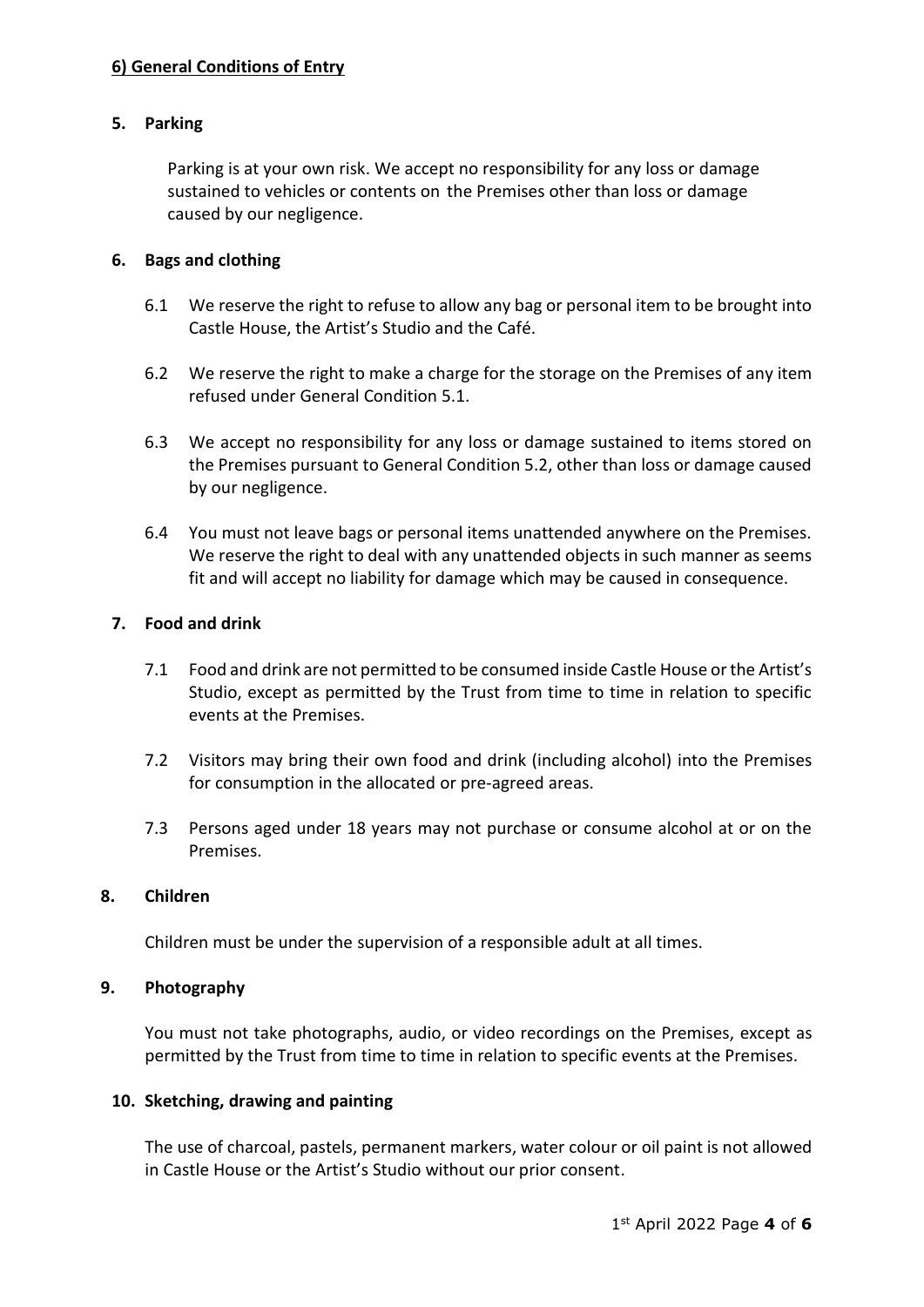## 6) General Conditions of Entry

### 5. Parking

Parking is at your own risk. We accept no responsibility for any loss or damage sustained to vehicles or contents on the Premises other than loss or damage caused by our negligence.

### 6. Bags and clothing

6.1 We reserve the right to refuse to allow any bag or personal item to be brought into Castle House, the Artist's Studio and the Café.

6.2 We reserve the right to make a charge for the storage on the Premises of any item refused under General Condition 5.1.

6.3 We accept no responsibility for any loss or damage sustained to items stored on the Premises pursuant to General Condition 5.2, other than loss or damage caused by our negligence.

6.4 You must not leave bags or personal items unattended anywhere on the Premises. We reserve the right to deal with any unattended objects in such manner as seems fit and will accept no liability for damage which may be caused in consequence.

### 7. Food and drink

7.1 Food and drink are not permitted to be consumed inside Castle House or the Artist's Studio, except as permitted by the Trust from time to time in relation to specific events at the Premises.

7.2 Visitors may bring their own food and drink (including alcohol) into the Premises for consumption in the allocated or pre-agreed areas.

7.3 Persons aged under 18 years may not purchase or consume alcohol at or on the Premises.

### 8. Children

Children must be under the supervision of a responsible adult at all times.

### 9. Photography

You must not take photographs, audio, or video recordings on the Premises, except as permitted by the Trust from time to time in relation to specific events at the Premises.

### 10. Sketching, drawing and painting

The use of charcoal, pastels, permanent markers, water colour or oil paint is not allowed in Castle House or the Artist's Studio without our prior consent.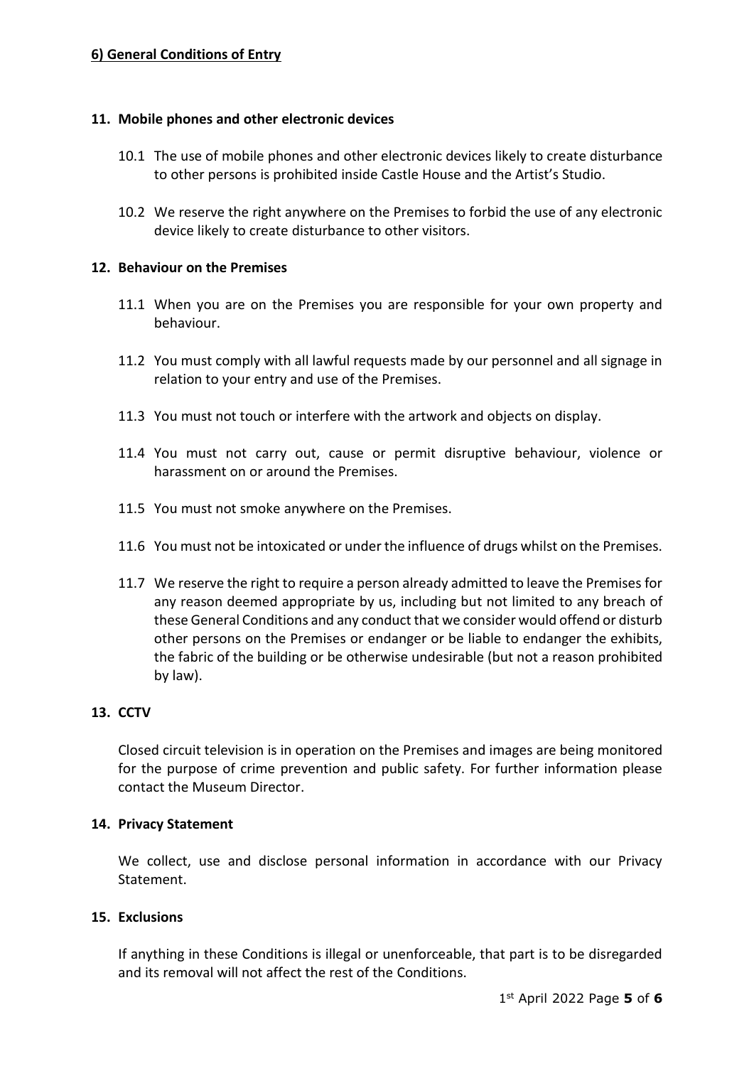**6) General Conditions of Entry**

### 11. Mobile phones and other electronic devices

10.1 The use of mobile phones and other electronic devices likely to create disturbance to other persons is prohibited inside Castle House and the Artist's Studio.

10.2 We reserve the right anywhere on the Premises to forbid the use of any electronic device likely to create disturbance to other visitors.

### 12. Behaviour on the Premises

11.1 When you are on the Premises you are responsible for your own property and behaviour.

11.2 You must comply with all lawful requests made by our personnel and all signage in relation to your entry and use of the Premises.

11.3 You must not touch or interfere with the artwork and objects on display.

11.4 You must not carry out, cause or permit disruptive behaviour, violence or harassment on or around the Premises.

11.5 You must not smoke anywhere on the Premises.

11.6 You must not be intoxicated or under the influence of drugs whilst on the Premises.

11.7 We reserve the right to require a person already admitted to leave the Premises for any reason deemed appropriate by us, including but not limited to any breach of these General Conditions and any conduct that we consider would offend or disturb other persons on the Premises or endanger or be liable to endanger the exhibits, the fabric of the building or be otherwise undesirable (but not a reason prohibited by law).

### 13. CCTV

Closed circuit television is in operation on the Premises and images are being monitored for the purpose of crime prevention and public safety. For further information please contact the Museum Director.

### 14. Privacy Statement

We collect, use and disclose personal information in accordance with our Privacy Statement.

### 15. Exclusions

If anything in these Conditions is illegal or unenforceable, that part is to be disregarded and its removal will not affect the rest of the Conditions.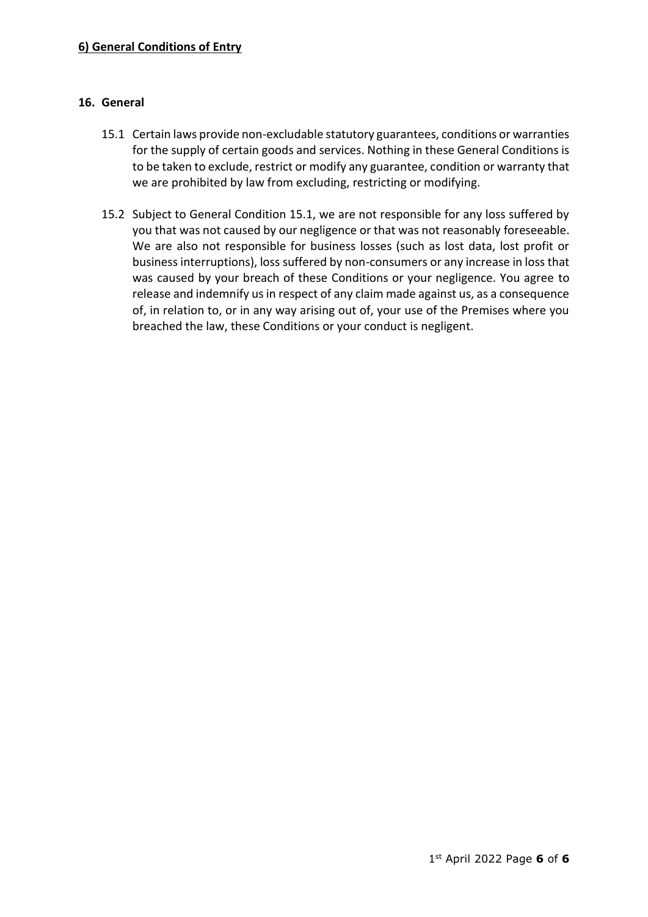**6) General Conditions of Entry**

**16. General**

15.1 Certain laws provide non-excludable statutory guarantees, conditions or warranties for the supply of certain goods and services. Nothing in these General Conditions is to be taken to exclude, restrict or modify any guarantee, condition or warranty that we are prohibited by law from excluding, restricting or modifying.

15.2 Subject to General Condition 15.1, we are not responsible for any loss suffered by you that was not caused by our negligence or that was not reasonably foreseeable. We are also not responsible for business losses (such as lost data, lost profit or business interruptions), loss suffered by non-consumers or any increase in loss that was caused by your breach of these Conditions or your negligence. You agree to release and indemnify us in respect of any claim made against us, as a consequence of, in relation to, or in any way arising out of, your use of the Premises where you breached the law, these Conditions or your conduct is negligent.

1st April 2022